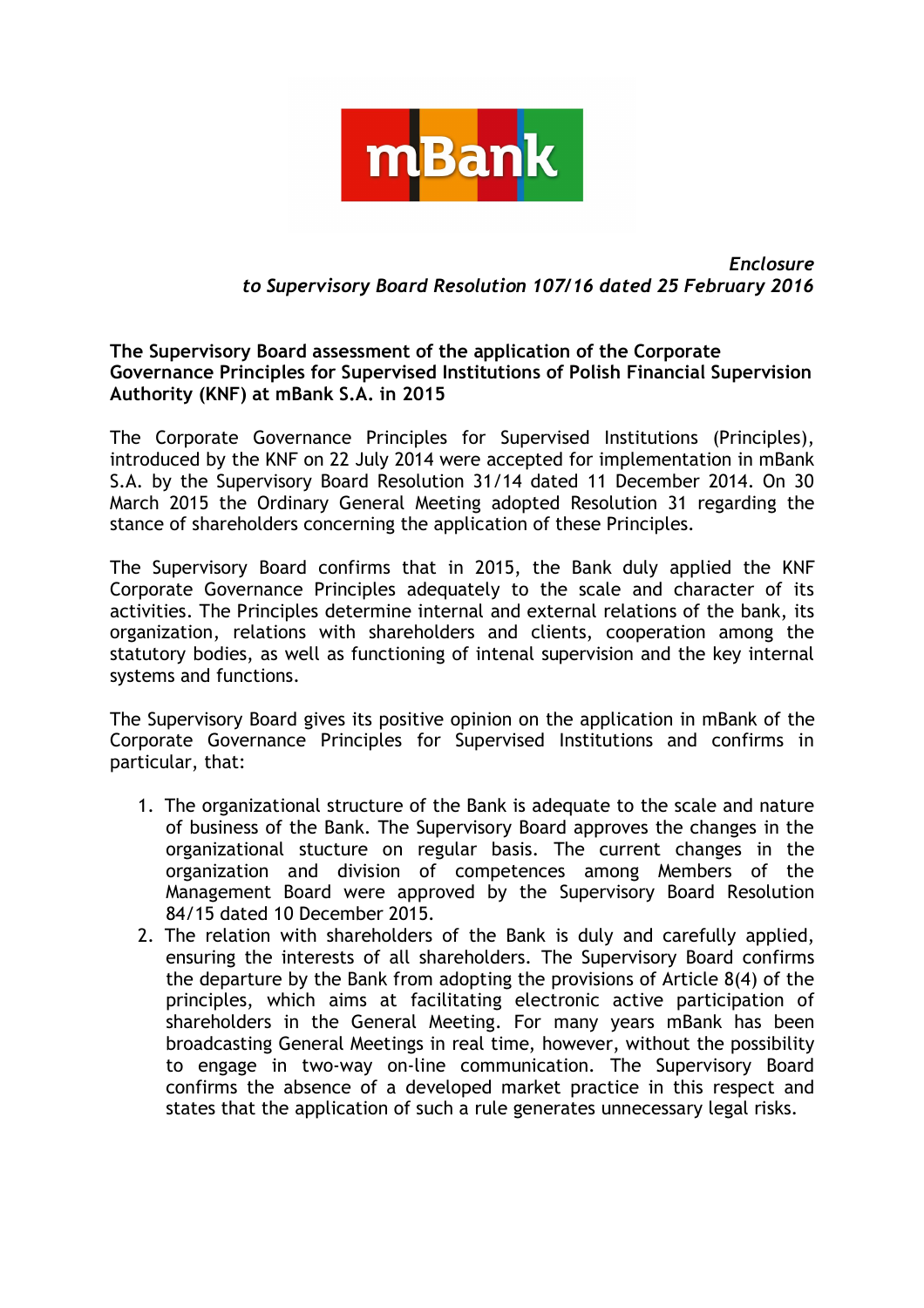*Enclosure*
*to Supervisory Board Resolution 107/16 dated 25 February 2016*

**The Supervisory Board assessment of the application of the Corporate Governance Principles for Supervised Institutions of Polish Financial Supervision Authority (KNF) at mBank S.A. in 2015**

The Corporate Governance Principles for Supervised Institutions (Principles), introduced by the KNF on 22 July 2014 were accepted for implementation in mBank S.A. by the Supervisory Board Resolution 31/14 dated 11 December 2014. On 30 March 2015 the Ordinary General Meeting adopted Resolution 31 regarding the stance of shareholders concerning the application of these Principles.

The Supervisory Board confirms that in 2015, the Bank duly applied the KNF Corporate Governance Principles adequately to the scale and character of its activities. The Principles determine internal and external relations of the bank, its organization, relations with shareholders and clients, cooperation among the statutory bodies, as well as functioning of intenal supervision and the key internal systems and functions.

The Supervisory Board gives its positive opinion on the application in mBank of the Corporate Governance Principles for Supervised Institutions and confirms in particular, that:

1. The organizational structure of the Bank is adequate to the scale and nature of business of the Bank. The Supervisory Board approves the changes in the organizational stucture on regular basis. The current changes in the organization and division of competences among Members of the Management Board were approved by the Supervisory Board Resolution 84/15 dated 10 December 2015.
2. The relation with shareholders of the Bank is duly and carefully applied, ensuring the interests of all shareholders. The Supervisory Board confirms the departure by the Bank from adopting the provisions of Article 8(4) of the principles, which aims at facilitating electronic active participation of shareholders in the General Meeting. For many years mBank has been broadcasting General Meetings in real time, however, without the possibility to engage in two-way on-line communication. The Supervisory Board confirms the absence of a developed market practice in this respect and states that the application of such a rule generates unnecessary legal risks.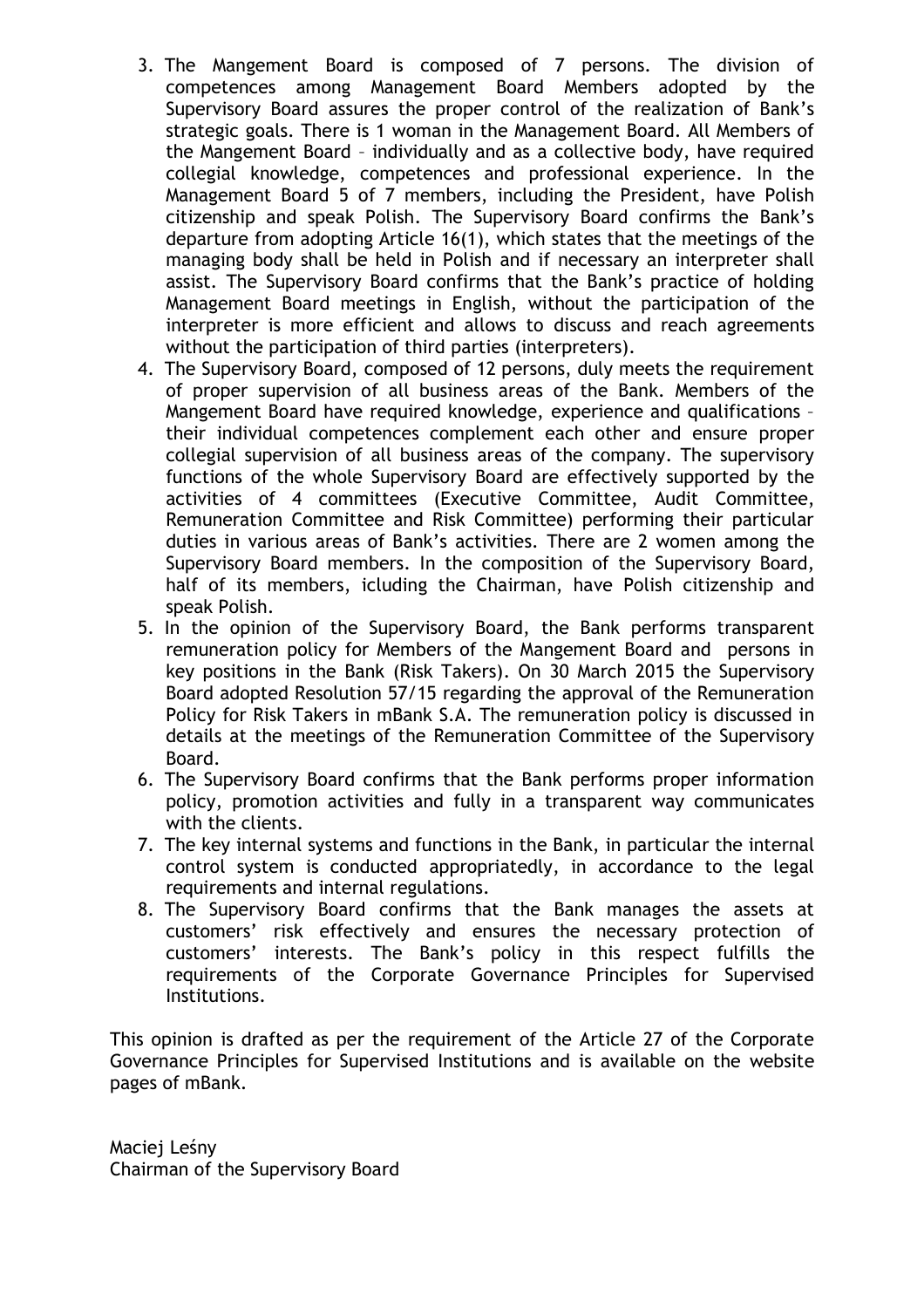3. The Mangement Board is composed of 7 persons. The division of competences among Management Board Members adopted by the Supervisory Board assures the proper control of the realization of Bank's strategic goals. There is 1 woman in the Management Board. All Members of the Mangement Board – individually and as a collective body, have required collegial knowledge, competences and professional experience. In the Management Board 5 of 7 members, including the President, have Polish citizenship and speak Polish. The Supervisory Board confirms the Bank's departure from adopting Article 16(1), which states that the meetings of the managing body shall be held in Polish and if necessary an interpreter shall assist. The Supervisory Board confirms that the Bank's practice of holding Management Board meetings in English, without the participation of the interpreter is more efficient and allows to discuss and reach agreements without the participation of third parties (interpreters).
4. The Supervisory Board, composed of 12 persons, duly meets the requirement of proper supervision of all business areas of the Bank. Members of the Mangement Board have required knowledge, experience and qualifications – their individual competences complement each other and ensure proper collegial supervision of all business areas of the company. The supervisory functions of the whole Supervisory Board are effectively supported by the activities of 4 committees (Executive Committee, Audit Committee, Remuneration Committee and Risk Committee) performing their particular duties in various areas of Bank's activities. There are 2 women among the Supervisory Board members. In the composition of the Supervisory Board, half of its members, icluding the Chairman, have Polish citizenship and speak Polish.
5. In the opinion of the Supervisory Board, the Bank performs transparent remuneration policy for Members of the Mangement Board and persons in key positions in the Bank (Risk Takers). On 30 March 2015 the Supervisory Board adopted Resolution 57/15 regarding the approval of the Remuneration Policy for Risk Takers in mBank S.A. The remuneration policy is discussed in details at the meetings of the Remuneration Committee of the Supervisory Board.
6. The Supervisory Board confirms that the Bank performs proper information policy, promotion activities and fully in a transparent way communicates with the clients.
7. The key internal systems and functions in the Bank, in particular the internal control system is conducted appropriatedly, in accordance to the legal requirements and internal regulations.
8. The Supervisory Board confirms that the Bank manages the assets at customers' risk effectively and ensures the necessary protection of customers' interests. The Bank's policy in this respect fulfills the requirements of the Corporate Governance Principles for Supervised Institutions.

This opinion is drafted as per the requirement of the Article 27 of the Corporate Governance Principles for Supervised Institutions and is available on the website pages of mBank.

Maciej Leśny
Chairman of the Supervisory Board